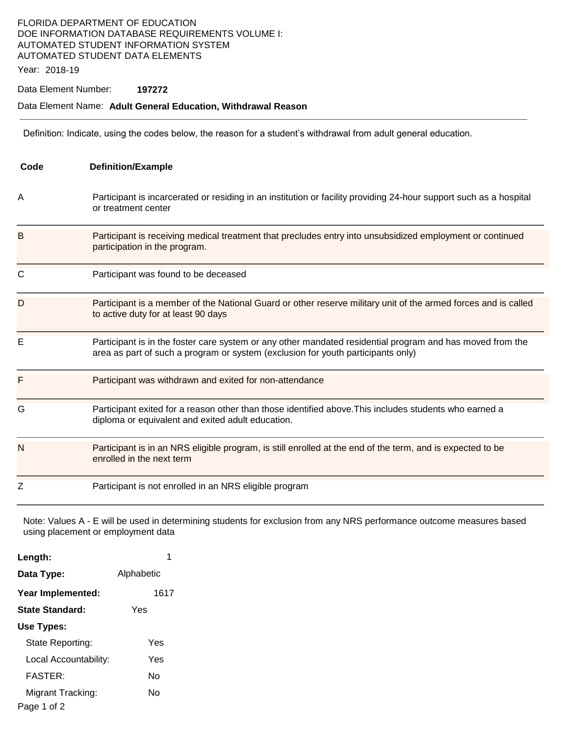FLORIDA DEPARTMENT OF EDUCATION
DOE INFORMATION DATABASE REQUIREMENTS VOLUME I:
AUTOMATED STUDENT INFORMATION SYSTEM
AUTOMATED STUDENT DATA ELEMENTS

Year: 2018-19

Data Element Number: **197272**

Data Element Name: **Adult General Education, Withdrawal Reason**

---

Definition: Indicate, using the codes below, the reason for a student's withdrawal from adult general education.

| Code | Definition/Example |
| --- | --- |
| A | Participant is incarcerated or residing in an institution or facility providing 24-hour support such as a hospital or treatment center |
| B | Participant is receiving medical treatment that precludes entry into unsubsidized employment or continued participation in the program. |
| C | Participant was found to be deceased |
| D | Participant is a member of the National Guard or other reserve military unit of the armed forces and is called to active duty for at least 90 days |
| E | Participant is in the foster care system or any other mandated residential program and has moved from the area as part of such a program or system (exclusion for youth participants only) |
| F | Participant was withdrawn and exited for non-attendance |
| G | Participant exited for a reason other than those identified above.This includes students who earned a diploma or equivalent and exited adult education. |
| N | Participant is in an NRS eligible program, is still enrolled at the end of the term, and is expected to be enrolled in the next term |
| Z | Participant is not enrolled in an NRS eligible program |

Note: Values A - E will be used in determining students for exclusion from any NRS performance outcome measures based using placement or employment data

**Length:** 1

**Data Type:** Alphabetic

**Year Implemented:** 1617

**State Standard:** Yes

**Use Types:**

- State Reporting: Yes
- Local Accountability: Yes
- FASTER: No
- Migrant Tracking: No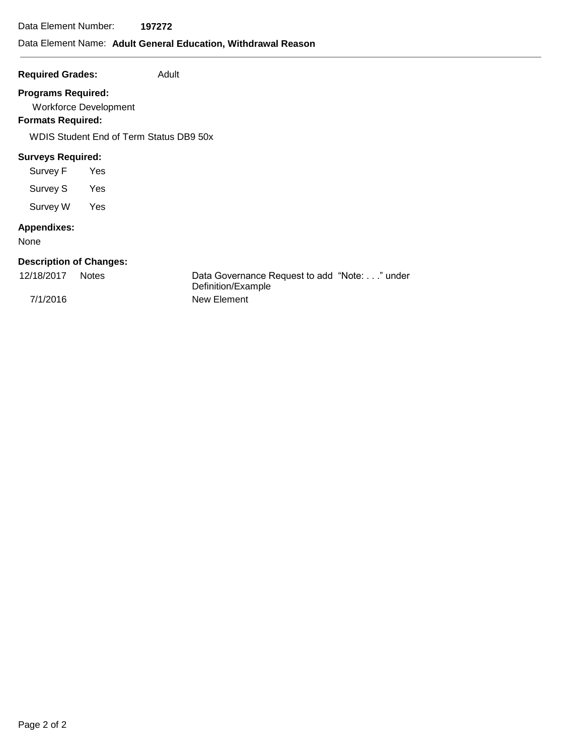Data Element Number: **197272**

Data Element Name: **Adult General Education, Withdrawal Reason**

---

**Required Grades:** Adult

**Programs Required:**

Workforce Development

**Formats Required:**

WDIS Student End of Term Status DB9 50x

**Surveys Required:**

| | |
|---|---|
| Survey F | Yes |
| Survey S | Yes |
| Survey W | Yes |

**Appendixes:**

None

**Description of Changes:**

| | | |
|---|---|---|
| 12/18/2017 | Notes | Data Governance Request to add "Note: . . ." under Definition/Example |
| 7/1/2016 | | New Element |